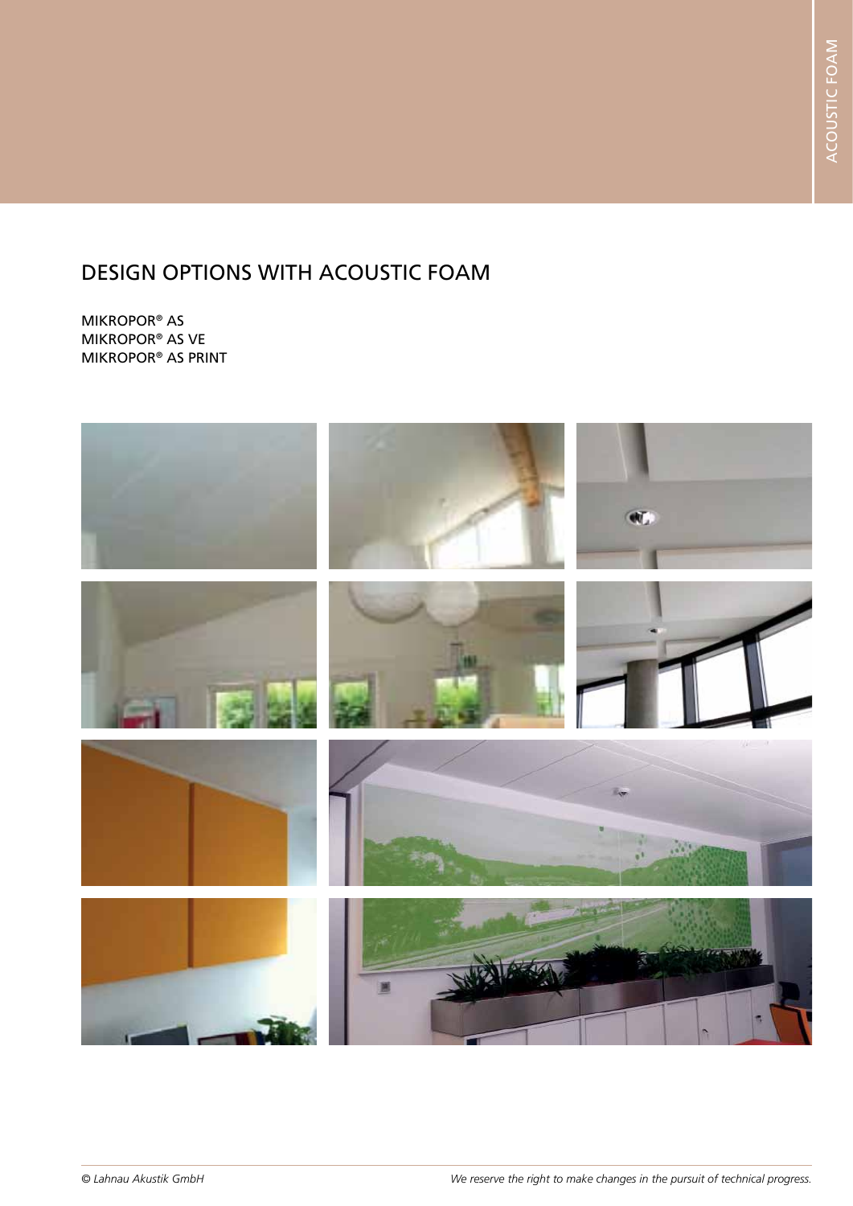# DESIGN OPTIONS WITH ACOUSTIC FOAM

MIKROPOR® AS
MIKROPOR® AS VE
MIKROPOR® AS PRINT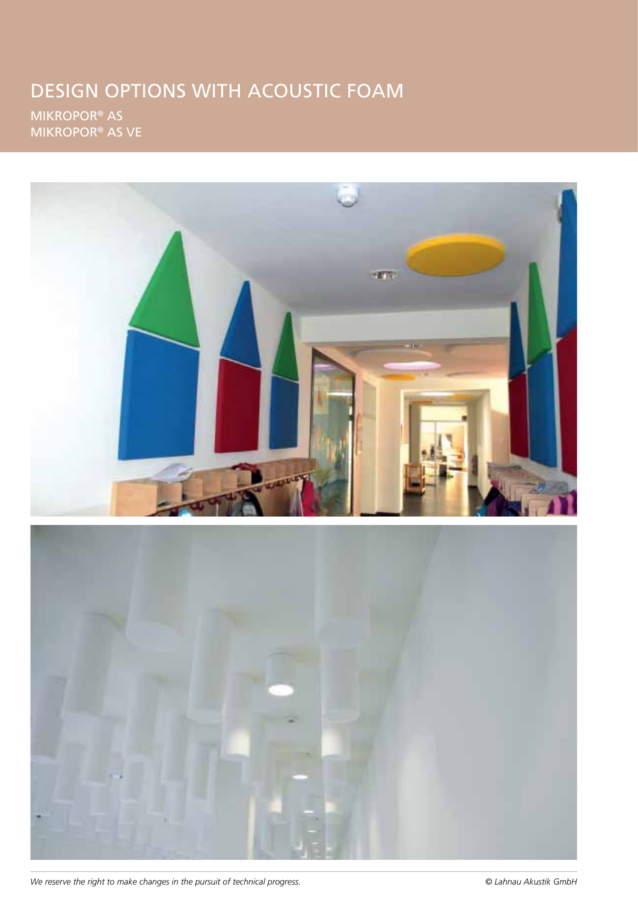# DESIGN OPTIONS WITH ACOUSTIC FOAM

MIKROPOR® AS
MIKROPOR® AS VE

*We reserve the right to make changes in the pursuit of technical progress.*

*© Lahnau Akustik GmbH*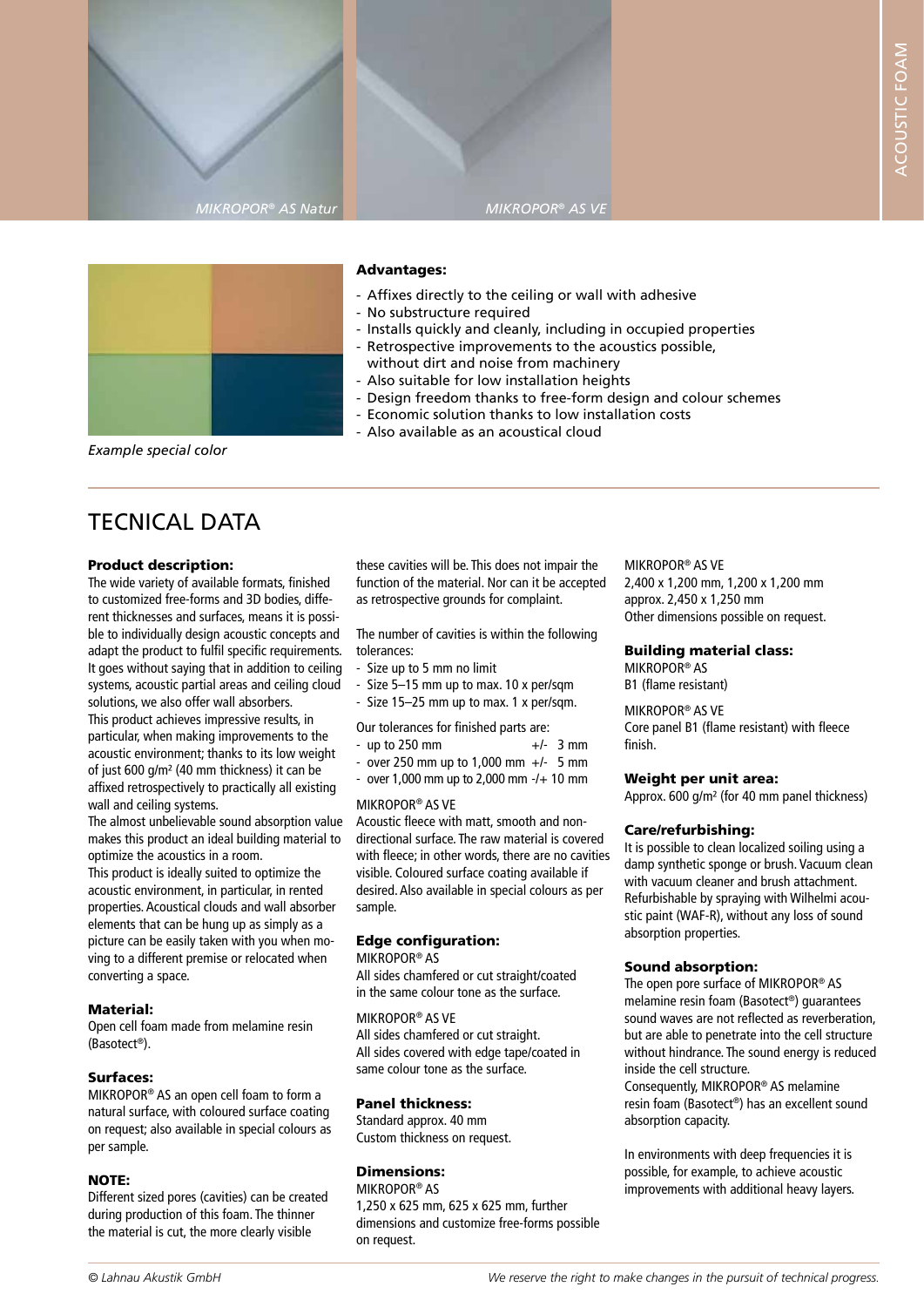*MIKROPOR® AS Natur*

*MIKROPOR® AS VE*

*Example special color*

**Advantages:**

- Affixes directly to the ceiling or wall with adhesive
- No substructure required
- Installs quickly and cleanly, including in occupied properties
- Retrospective improvements to the acoustics possible, without dirt and noise from machinery
- Also suitable for low installation heights
- Design freedom thanks to free-form design and colour schemes
- Economic solution thanks to low installation costs
- Also available as an acoustical cloud

# TECNICAL DATA

**Product description:**

The wide variety of available formats, finished to customized free-forms and 3D bodies, different thicknesses and surfaces, means it is possible to individually design acoustic concepts and adapt the product to fulfil specific requirements. It goes without saying that in addition to ceiling systems, acoustic partial areas and ceiling cloud solutions, we also offer wall absorbers.
This product achieves impressive results, in particular, when making improvements to the acoustic environment; thanks to its low weight of just 600 g/m² (40 mm thickness) it can be affixed retrospectively to practically all existing wall and ceiling systems.
The almost unbelievable sound absorption value makes this product an ideal building material to optimize the acoustics in a room.
This product is ideally suited to optimize the acoustic environment, in particular, in rented properties. Acoustical clouds and wall absorber elements that can be hung up as simply as a picture can be easily taken with you when moving to a different premise or relocated when converting a space.

**Material:**

Open cell foam made from melamine resin (Basotect®).

**Surfaces:**

MIKROPOR® AS an open cell foam to form a natural surface, with coloured surface coating on request; also available in special colours as per sample.

**NOTE:**

Different sized pores (cavities) can be created during production of this foam. The thinner the material is cut, the more clearly visible these cavities will be. This does not impair the function of the material. Nor can it be accepted as retrospective grounds for complaint.

The number of cavities is within the following tolerances:

- Size up to 5 mm no limit
- Size 5–15 mm up to max. 10 x per/sqm
- Size 15–25 mm up to max. 1 x per/sqm.

Our tolerances for finished parts are:

- up to 250 mm +/- 3 mm
- over 250 mm up to 1,000 mm +/- 5 mm
- over 1,000 mm up to 2,000 mm -/+ 10 mm

MIKROPOR® AS VE
Acoustic fleece with matt, smooth and non-directional surface. The raw material is covered with fleece; in other words, there are no cavities visible. Coloured surface coating available if desired. Also available in special colours as per sample.

**Edge configuration:**

MIKROPOR® AS
All sides chamfered or cut straight/coated in the same colour tone as the surface.

MIKROPOR® AS VE
All sides chamfered or cut straight.
All sides covered with edge tape/coated in same colour tone as the surface.

**Panel thickness:**

Standard approx. 40 mm
Custom thickness on request.

**Dimensions:**

MIKROPOR® AS
1,250 x 625 mm, 625 x 625 mm, further dimensions and customize free-forms possible on request.

MIKROPOR® AS VE
2,400 x 1,200 mm, 1,200 x 1,200 mm
approx. 2,450 x 1,250 mm
Other dimensions possible on request.

**Building material class:**

MIKROPOR® AS
B1 (flame resistant)

MIKROPOR® AS VE
Core panel B1 (flame resistant) with fleece finish.

**Weight per unit area:**

Approx. 600 g/m² (for 40 mm panel thickness)

**Care/refurbishing:**

It is possible to clean localized soiling using a damp synthetic sponge or brush. Vacuum clean with vacuum cleaner and brush attachment. Refurbishable by spraying with Wilhelmi acoustic paint (WAF-R), without any loss of sound absorption properties.

**Sound absorption:**

The open pore surface of MIKROPOR® AS melamine resin foam (Basotect®) guarantees sound waves are not reflected as reverberation, but are able to penetrate into the cell structure without hindrance. The sound energy is reduced inside the cell structure.
Consequently, MIKROPOR® AS melamine resin foam (Basotect®) has an excellent sound absorption capacity.

In environments with deep frequencies it is possible, for example, to achieve acoustic improvements with additional heavy layers.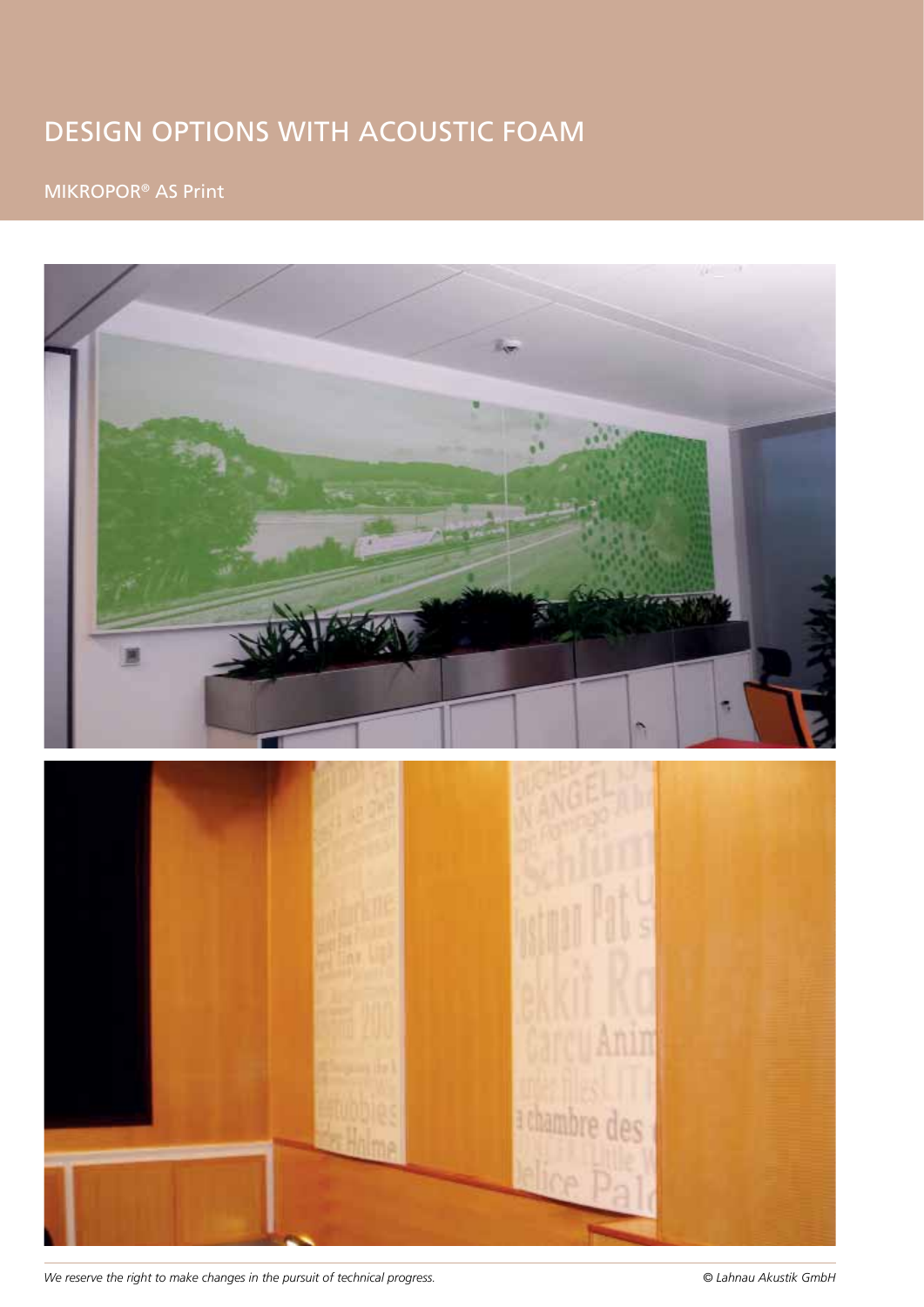# DESIGN OPTIONS WITH ACOUSTIC FOAM

## MIKROPOR® AS Print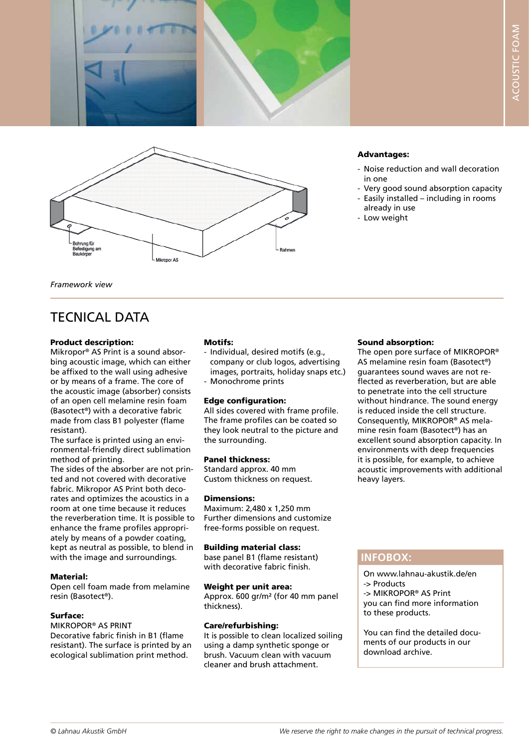Bohrung für Befestigung am Baukörper

Mikropor AS

Rahmen

*Framework view*

**Advantages:**

- Noise reduction and wall decoration in one
- Very good sound absorption capacity
- Easily installed – including in rooms already in use
- Low weight

# TECNICAL DATA

**Product description:**
Mikropor® AS Print is a sound absorbing acoustic image, which can either be affixed to the wall using adhesive or by means of a frame. The core of the acoustic image (absorber) consists of an open cell melamine resin foam (Basotect®) with a decorative fabric made from class B1 polyester (flame resistant).
The surface is printed using an environmental-friendly direct sublimation method of printing.
The sides of the absorber are not printed and not covered with decorative fabric. Mikropor AS Print both decorates and optimizes the acoustics in a room at one time because it reduces the reverberation time. It is possible to enhance the frame profiles appropriately by means of a powder coating, kept as neutral as possible, to blend in with the image and surroundings.

**Material:**
Open cell foam made from melamine resin (Basotect®).

**Surface:**
MIKROPOR® AS PRINT
Decorative fabric finish in B1 (flame resistant). The surface is printed by an ecological sublimation print method.

**Motifs:**

- Individual, desired motifs (e.g., company or club logos, advertising images, portraits, holiday snaps etc.)
- Monochrome prints

**Edge configuration:**
All sides covered with frame profile. The frame profiles can be coated so they look neutral to the picture and the surrounding.

**Panel thickness:**
Standard approx. 40 mm
Custom thickness on request.

**Dimensions:**
Maximum: 2,480 x 1,250 mm
Further dimensions and customize free-forms possible on request.

**Building material class:**
base panel B1 (flame resistant) with decorative fabric finish.

**Weight per unit area:**
Approx. 600 gr/m² (for 40 mm panel thickness).

**Care/refurbishing:**
It is possible to clean localized soiling using a damp synthetic sponge or brush. Vacuum clean with vacuum cleaner and brush attachment.

**Sound absorption:**
The open pore surface of MIKROPOR® AS melamine resin foam (Basotect®) guarantees sound waves are not reflected as reverberation, but are able to penetrate into the cell structure without hindrance. The sound energy is reduced inside the cell structure. Consequently, MIKROPOR® AS melamine resin foam (Basotect®) has an excellent sound absorption capacity. In environments with deep frequencies it is possible, for example, to achieve acoustic improvements with additional heavy layers.

**INFOBOX:**

On www.lahnau-akustik.de/en
-> Products
-> MIKROPOR® AS Print
you can find more information to these products.

You can find the detailed documents of our products in our download archive.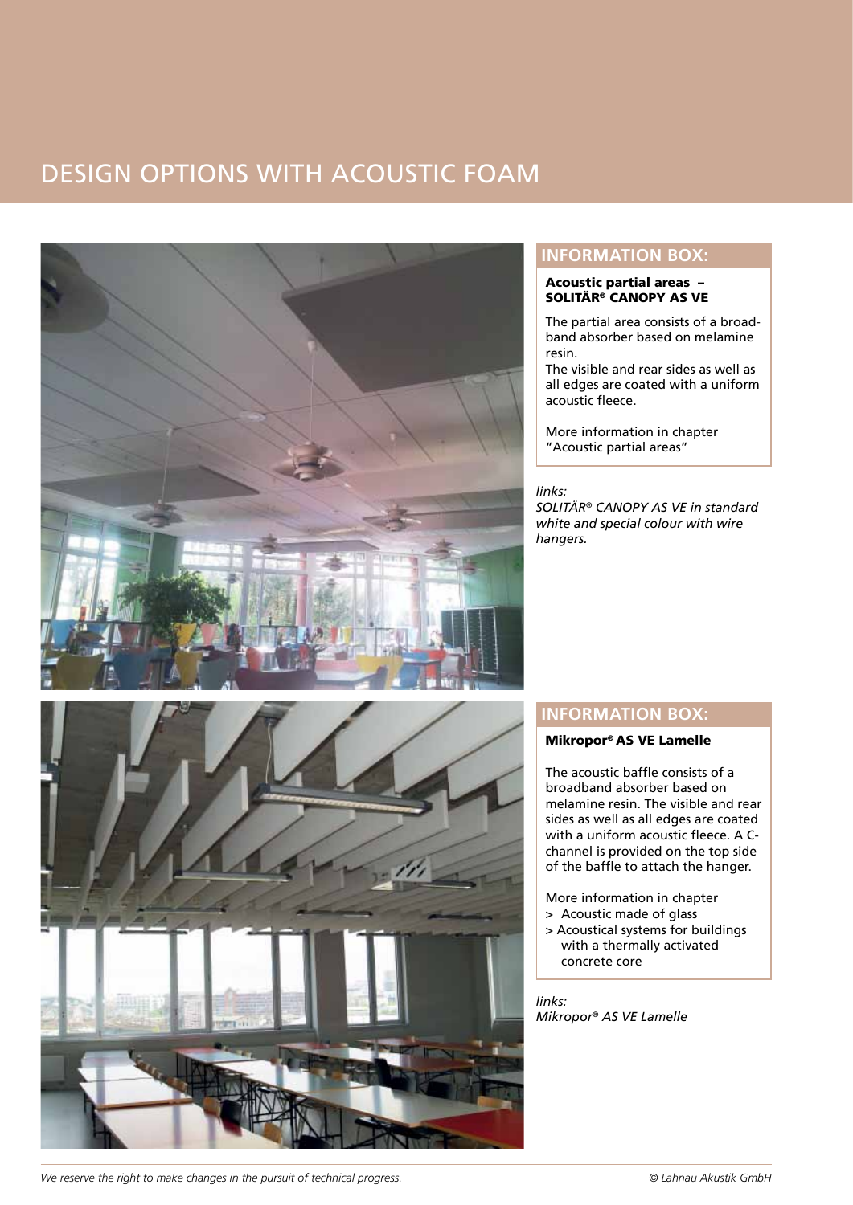# DESIGN OPTIONS WITH ACOUSTIC FOAM

## INFORMATION BOX:

**Acoustic partial areas – SOLITÄR® CANOPY AS VE**

The partial area consists of a broad-band absorber based on melamine resin.
The visible and rear sides as well as all edges are coated with a uniform acoustic fleece.

More information in chapter "Acoustic partial areas"

*links:*
*SOLITÄR® CANOPY AS VE in standard white and special colour with wire hangers.*

## INFORMATION BOX:

**Mikropor® AS VE Lamelle**

The acoustic baffle consists of a broadband absorber based on melamine resin. The visible and rear sides as well as all edges are coated with a uniform acoustic fleece. A C-channel is provided on the top side of the baffle to attach the hanger.

More information in chapter
- > Acoustic made of glass
- > Acoustical systems for buildings with a thermally activated concrete core

*links:*
*Mikropor® AS VE Lamelle*

*We reserve the right to make changes in the pursuit of technical progress.*

*© Lahnau Akustik GmbH*